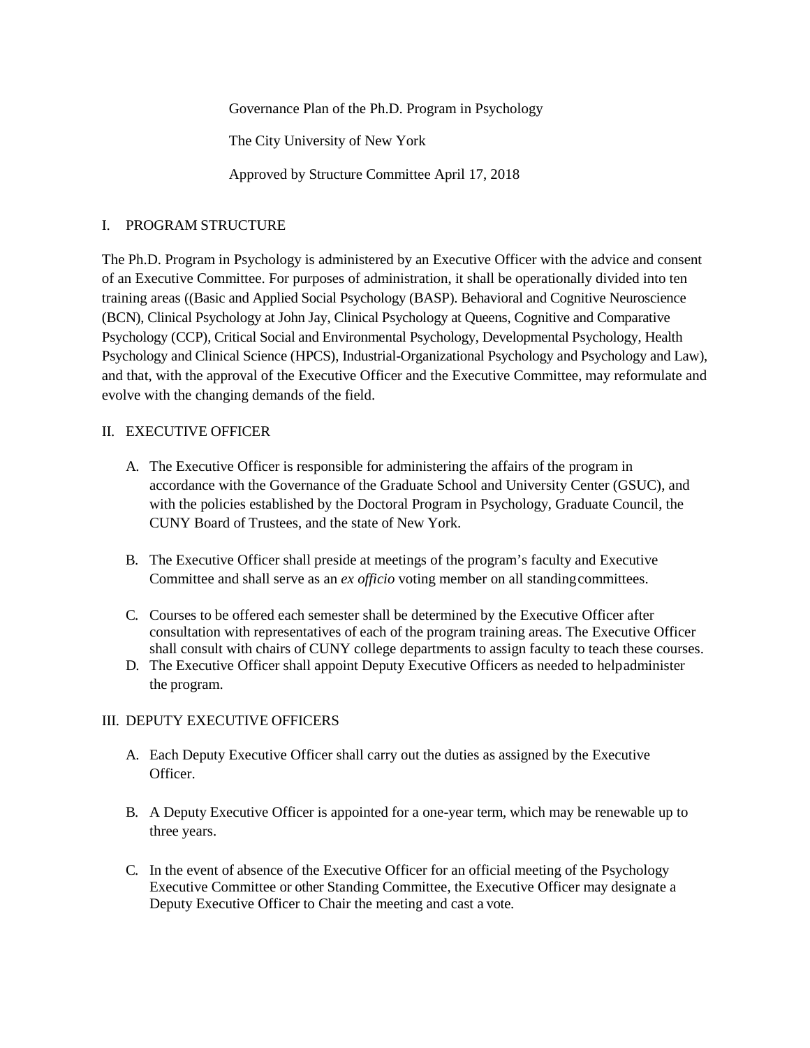Governance Plan of the Ph.D. Program in Psychology

The City University of New York

Approved by Structure Committee April 17, 2018

## I. PROGRAM STRUCTURE

The Ph.D. Program in Psychology is administered by an Executive Officer with the advice and consent of an Executive Committee. For purposes of administration, it shall be operationally divided into ten training areas ((Basic and Applied Social Psychology (BASP). Behavioral and Cognitive Neuroscience (BCN), Clinical Psychology at John Jay, Clinical Psychology at Queens, Cognitive and Comparative Psychology (CCP), Critical Social and Environmental Psychology, Developmental Psychology, Health Psychology and Clinical Science (HPCS), Industrial-Organizational Psychology and Psychology and Law), and that, with the approval of the Executive Officer and the Executive Committee, may reformulate and evolve with the changing demands of the field.

## II. EXECUTIVE OFFICER

A. The Executive Officer is responsible for administering the affairs of the program in accordance with the Governance of the Graduate School and University Center (GSUC), and with the policies established by the Doctoral Program in Psychology, Graduate Council, the CUNY Board of Trustees, and the state of New York.

B. The Executive Officer shall preside at meetings of the program's faculty and Executive Committee and shall serve as an *ex officio* voting member on all standing committees.

C. Courses to be offered each semester shall be determined by the Executive Officer after consultation with representatives of each of the program training areas. The Executive Officer shall consult with chairs of CUNY college departments to assign faculty to teach these courses.

D. The Executive Officer shall appoint Deputy Executive Officers as needed to help administer the program.

## III. DEPUTY EXECUTIVE OFFICERS

A. Each Deputy Executive Officer shall carry out the duties as assigned by the Executive Officer.

B. A Deputy Executive Officer is appointed for a one-year term, which may be renewable up to three years.

C. In the event of absence of the Executive Officer for an official meeting of the Psychology Executive Committee or other Standing Committee, the Executive Officer may designate a Deputy Executive Officer to Chair the meeting and cast a vote.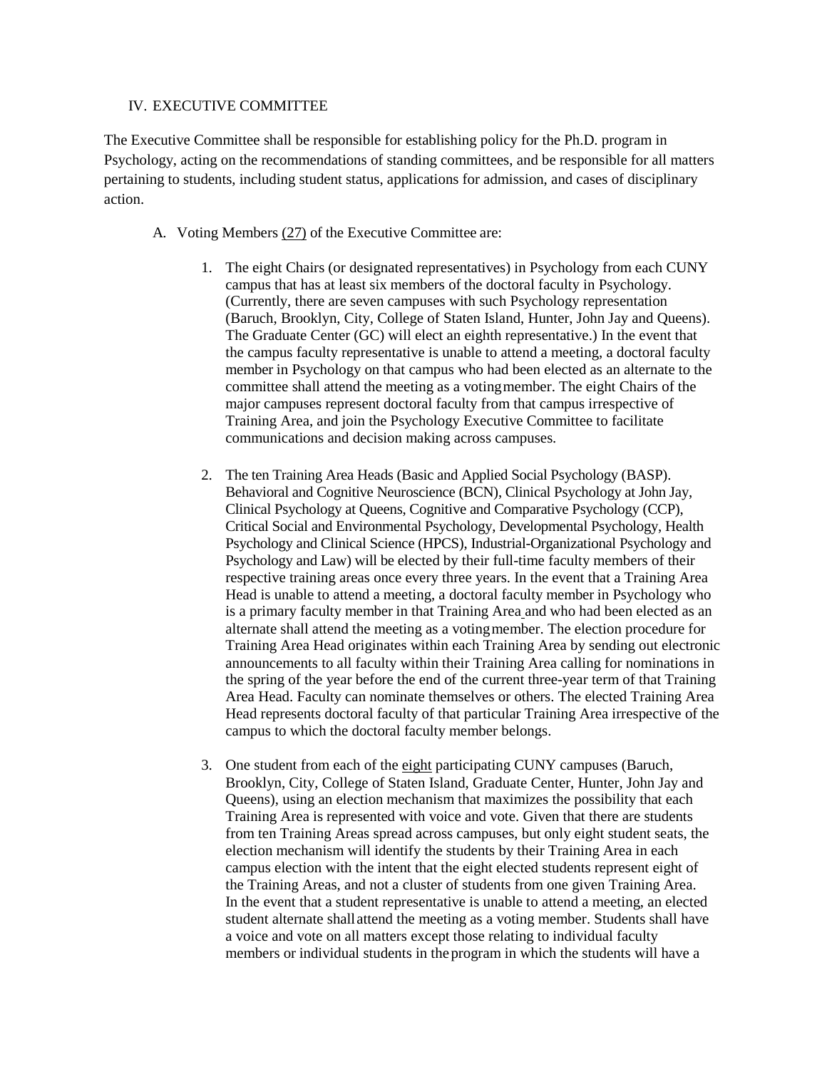## IV. EXECUTIVE COMMITTEE

The Executive Committee shall be responsible for establishing policy for the Ph.D. program in Psychology, acting on the recommendations of standing committees, and be responsible for all matters pertaining to students, including student status, applications for admission, and cases of disciplinary action.

A. Voting Members (27) of the Executive Committee are:

1. The eight Chairs (or designated representatives) in Psychology from each CUNY campus that has at least six members of the doctoral faculty in Psychology. (Currently, there are seven campuses with such Psychology representation (Baruch, Brooklyn, City, College of Staten Island, Hunter, John Jay and Queens). The Graduate Center (GC) will elect an eighth representative.) In the event that the campus faculty representative is unable to attend a meeting, a doctoral faculty member in Psychology on that campus who had been elected as an alternate to the committee shall attend the meeting as a voting member. The eight Chairs of the major campuses represent doctoral faculty from that campus irrespective of Training Area, and join the Psychology Executive Committee to facilitate communications and decision making across campuses.

2. The ten Training Area Heads (Basic and Applied Social Psychology (BASP). Behavioral and Cognitive Neuroscience (BCN), Clinical Psychology at John Jay, Clinical Psychology at Queens, Cognitive and Comparative Psychology (CCP), Critical Social and Environmental Psychology, Developmental Psychology, Health Psychology and Clinical Science (HPCS), Industrial-Organizational Psychology and Psychology and Law) will be elected by their full-time faculty members of their respective training areas once every three years. In the event that a Training Area Head is unable to attend a meeting, a doctoral faculty member in Psychology who is a primary faculty member in that Training Area and who had been elected as an alternate shall attend the meeting as a voting member. The election procedure for Training Area Head originates within each Training Area by sending out electronic announcements to all faculty within their Training Area calling for nominations in the spring of the year before the end of the current three-year term of that Training Area Head. Faculty can nominate themselves or others. The elected Training Area Head represents doctoral faculty of that particular Training Area irrespective of the campus to which the doctoral faculty member belongs.

3. One student from each of the eight participating CUNY campuses (Baruch, Brooklyn, City, College of Staten Island, Graduate Center, Hunter, John Jay and Queens), using an election mechanism that maximizes the possibility that each Training Area is represented with voice and vote. Given that there are students from ten Training Areas spread across campuses, but only eight student seats, the election mechanism will identify the students by their Training Area in each campus election with the intent that the eight elected students represent eight of the Training Areas, and not a cluster of students from one given Training Area. In the event that a student representative is unable to attend a meeting, an elected student alternate shall attend the meeting as a voting member. Students shall have a voice and vote on all matters except those relating to individual faculty members or individual students in the program in which the students will have a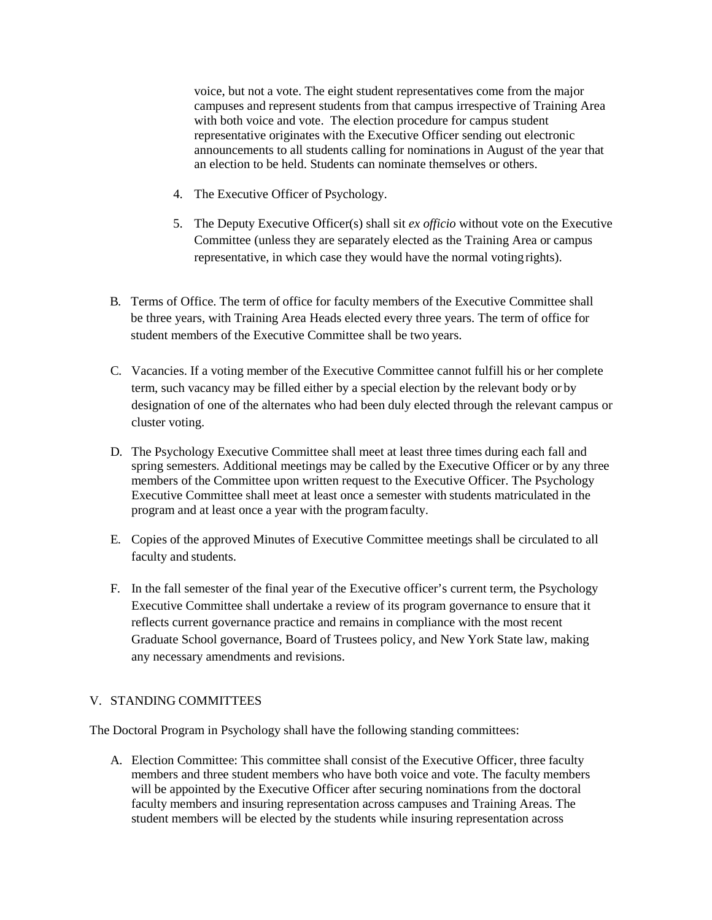voice, but not a vote. The eight student representatives come from the major campuses and represent students from that campus irrespective of Training Area with both voice and vote. The election procedure for campus student representative originates with the Executive Officer sending out electronic announcements to all students calling for nominations in August of the year that an election to be held. Students can nominate themselves or others.

4. The Executive Officer of Psychology.

5. The Deputy Executive Officer(s) shall sit *ex officio* without vote on the Executive Committee (unless they are separately elected as the Training Area or campus representative, in which case they would have the normal voting rights).

B. Terms of Office. The term of office for faculty members of the Executive Committee shall be three years, with Training Area Heads elected every three years. The term of office for student members of the Executive Committee shall be two years.

C. Vacancies. If a voting member of the Executive Committee cannot fulfill his or her complete term, such vacancy may be filled either by a special election by the relevant body or by designation of one of the alternates who had been duly elected through the relevant campus or cluster voting.

D. The Psychology Executive Committee shall meet at least three times during each fall and spring semesters. Additional meetings may be called by the Executive Officer or by any three members of the Committee upon written request to the Executive Officer. The Psychology Executive Committee shall meet at least once a semester with students matriculated in the program and at least once a year with the program faculty.

E. Copies of the approved Minutes of Executive Committee meetings shall be circulated to all faculty and students.

F. In the fall semester of the final year of the Executive officer's current term, the Psychology Executive Committee shall undertake a review of its program governance to ensure that it reflects current governance practice and remains in compliance with the most recent Graduate School governance, Board of Trustees policy, and New York State law, making any necessary amendments and revisions.

## V. STANDING COMMITTEES

The Doctoral Program in Psychology shall have the following standing committees:

A. Election Committee: This committee shall consist of the Executive Officer, three faculty members and three student members who have both voice and vote. The faculty members will be appointed by the Executive Officer after securing nominations from the doctoral faculty members and insuring representation across campuses and Training Areas. The student members will be elected by the students while insuring representation across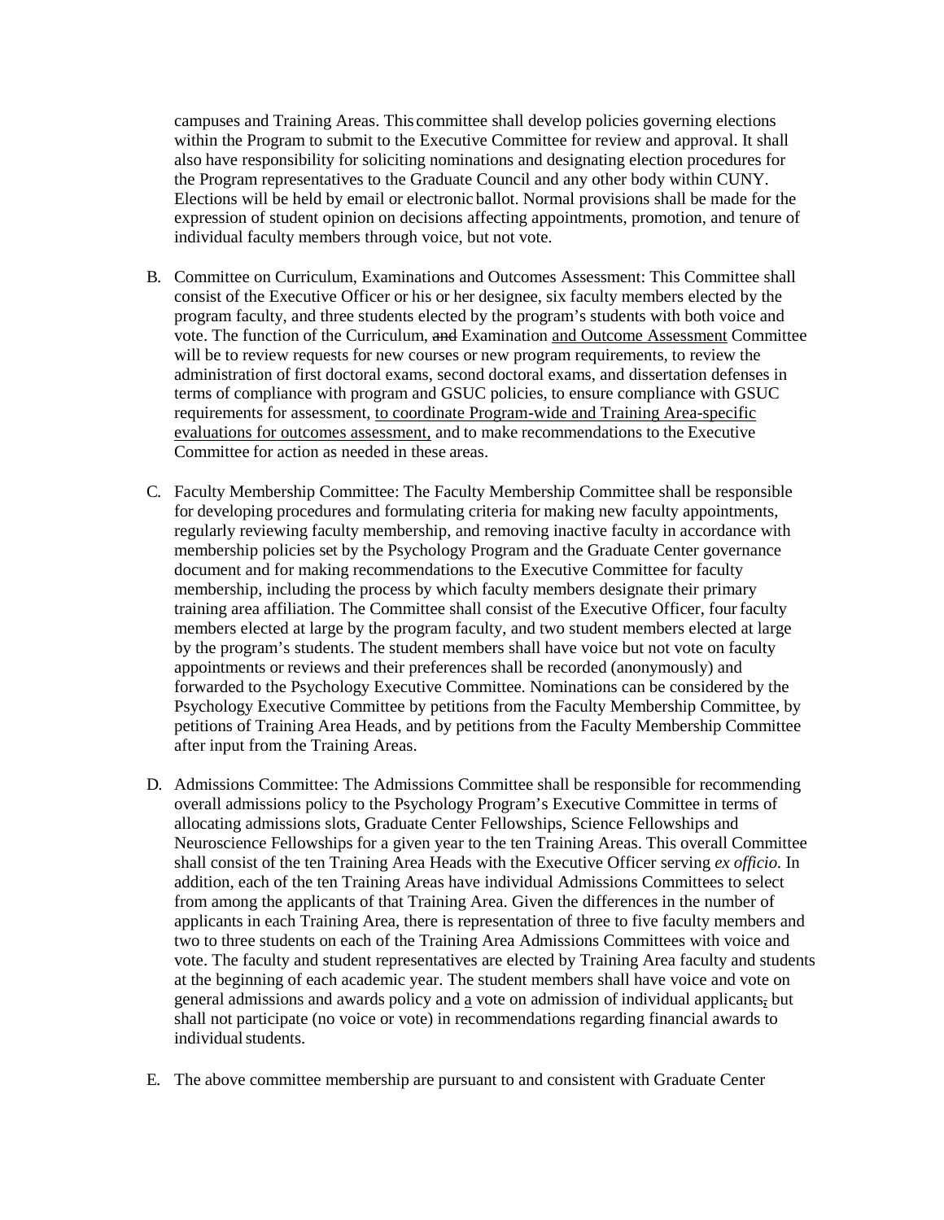campuses and Training Areas. This committee shall develop policies governing elections within the Program to submit to the Executive Committee for review and approval. It shall also have responsibility for soliciting nominations and designating election procedures for the Program representatives to the Graduate Council and any other body within CUNY. Elections will be held by email or electronic ballot. Normal provisions shall be made for the expression of student opinion on decisions affecting appointments, promotion, and tenure of individual faculty members through voice, but not vote.

B. Committee on Curriculum, Examinations and Outcomes Assessment: This Committee shall consist of the Executive Officer or his or her designee, six faculty members elected by the program faculty, and three students elected by the program's students with both voice and vote. The function of the Curriculum, ~~and~~ Examination <u>and Outcome Assessment</u> Committee will be to review requests for new courses or new program requirements, to review the administration of first doctoral exams, second doctoral exams, and dissertation defenses in terms of compliance with program and GSUC policies, to ensure compliance with GSUC requirements for assessment, <u>to coordinate Program-wide and Training Area-specific evaluations for outcomes assessment,</u> and to make recommendations to the Executive Committee for action as needed in these areas.

C. Faculty Membership Committee: The Faculty Membership Committee shall be responsible for developing procedures and formulating criteria for making new faculty appointments, regularly reviewing faculty membership, and removing inactive faculty in accordance with membership policies set by the Psychology Program and the Graduate Center governance document and for making recommendations to the Executive Committee for faculty membership, including the process by which faculty members designate their primary training area affiliation. The Committee shall consist of the Executive Officer, four faculty members elected at large by the program faculty, and two student members elected at large by the program's students. The student members shall have voice but not vote on faculty appointments or reviews and their preferences shall be recorded (anonymously) and forwarded to the Psychology Executive Committee. Nominations can be considered by the Psychology Executive Committee by petitions from the Faculty Membership Committee, by petitions of Training Area Heads, and by petitions from the Faculty Membership Committee after input from the Training Areas.

D. Admissions Committee: The Admissions Committee shall be responsible for recommending overall admissions policy to the Psychology Program's Executive Committee in terms of allocating admissions slots, Graduate Center Fellowships, Science Fellowships and Neuroscience Fellowships for a given year to the ten Training Areas. This overall Committee shall consist of the ten Training Area Heads with the Executive Officer serving *ex officio.* In addition, each of the ten Training Areas have individual Admissions Committees to select from among the applicants of that Training Area. Given the differences in the number of applicants in each Training Area, there is representation of three to five faculty members and two to three students on each of the Training Area Admissions Committees with voice and vote. The faculty and student representatives are elected by Training Area faculty and students at the beginning of each academic year. The student members shall have voice and vote on general admissions and awards policy and <u>a</u> vote on admission of individual applicants~~,~~ but shall not participate (no voice or vote) in recommendations regarding financial awards to individual students.

E. The above committee membership are pursuant to and consistent with Graduate Center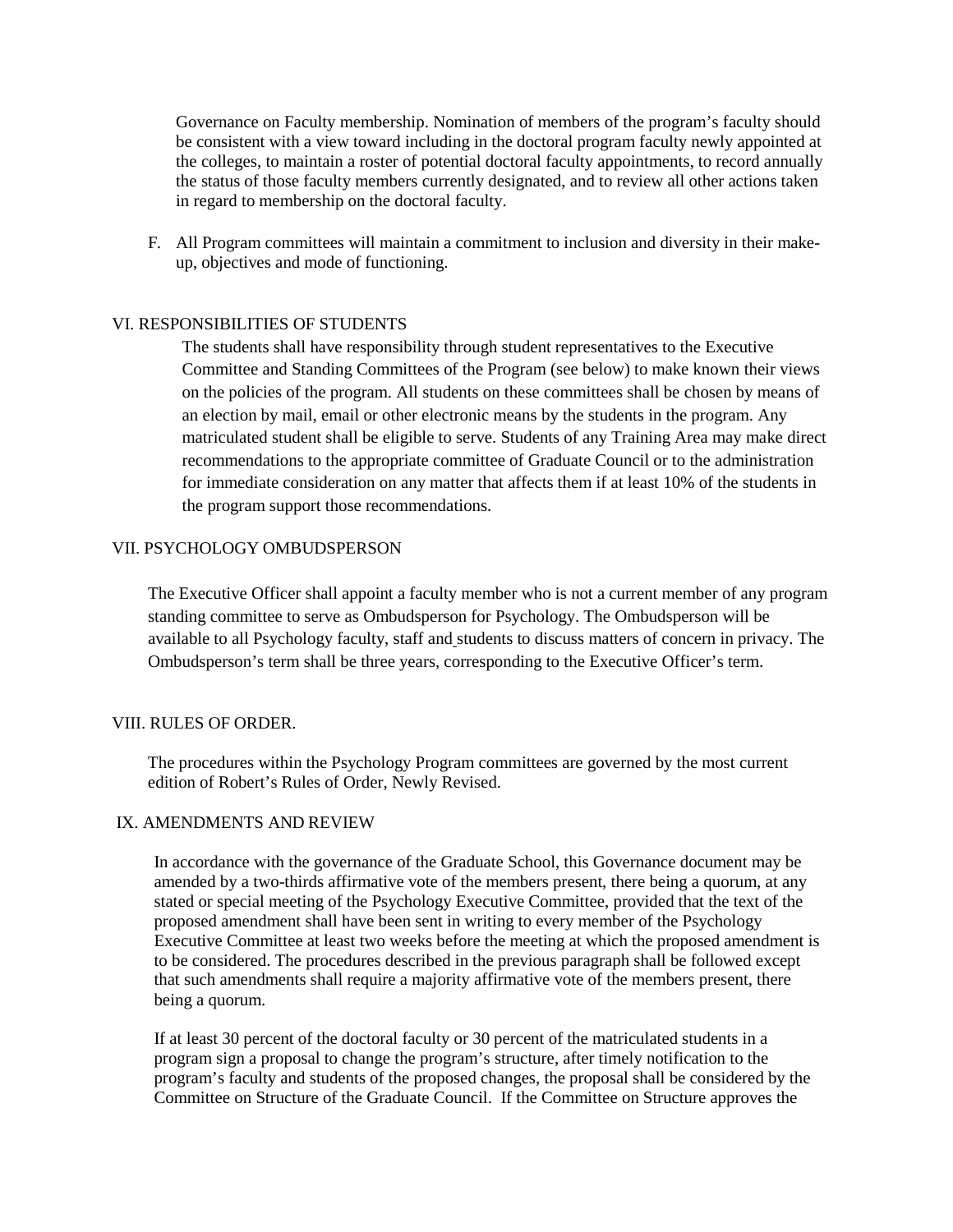Governance on Faculty membership. Nomination of members of the program's faculty should be consistent with a view toward including in the doctoral program faculty newly appointed at the colleges, to maintain a roster of potential doctoral faculty appointments, to record annually the status of those faculty members currently designated, and to review all other actions taken in regard to membership on the doctoral faculty.

F. All Program committees will maintain a commitment to inclusion and diversity in their make-up, objectives and mode of functioning.

## VI. RESPONSIBILITIES OF STUDENTS

The students shall have responsibility through student representatives to the Executive Committee and Standing Committees of the Program (see below) to make known their views on the policies of the program. All students on these committees shall be chosen by means of an election by mail, email or other electronic means by the students in the program. Any matriculated student shall be eligible to serve. Students of any Training Area may make direct recommendations to the appropriate committee of Graduate Council or to the administration for immediate consideration on any matter that affects them if at least 10% of the students in the program support those recommendations.

## VII. PSYCHOLOGY OMBUDSPERSON

The Executive Officer shall appoint a faculty member who is not a current member of any program standing committee to serve as Ombudsperson for Psychology. The Ombudsperson will be available to all Psychology faculty, staff and students to discuss matters of concern in privacy. The Ombudsperson's term shall be three years, corresponding to the Executive Officer's term.

## VIII. RULES OF ORDER.

The procedures within the Psychology Program committees are governed by the most current edition of Robert's Rules of Order, Newly Revised.

## IX. AMENDMENTS AND REVIEW

In accordance with the governance of the Graduate School, this Governance document may be amended by a two-thirds affirmative vote of the members present, there being a quorum, at any stated or special meeting of the Psychology Executive Committee, provided that the text of the proposed amendment shall have been sent in writing to every member of the Psychology Executive Committee at least two weeks before the meeting at which the proposed amendment is to be considered. The procedures described in the previous paragraph shall be followed except that such amendments shall require a majority affirmative vote of the members present, there being a quorum.

If at least 30 percent of the doctoral faculty or 30 percent of the matriculated students in a program sign a proposal to change the program's structure, after timely notification to the program's faculty and students of the proposed changes, the proposal shall be considered by the Committee on Structure of the Graduate Council. If the Committee on Structure approves the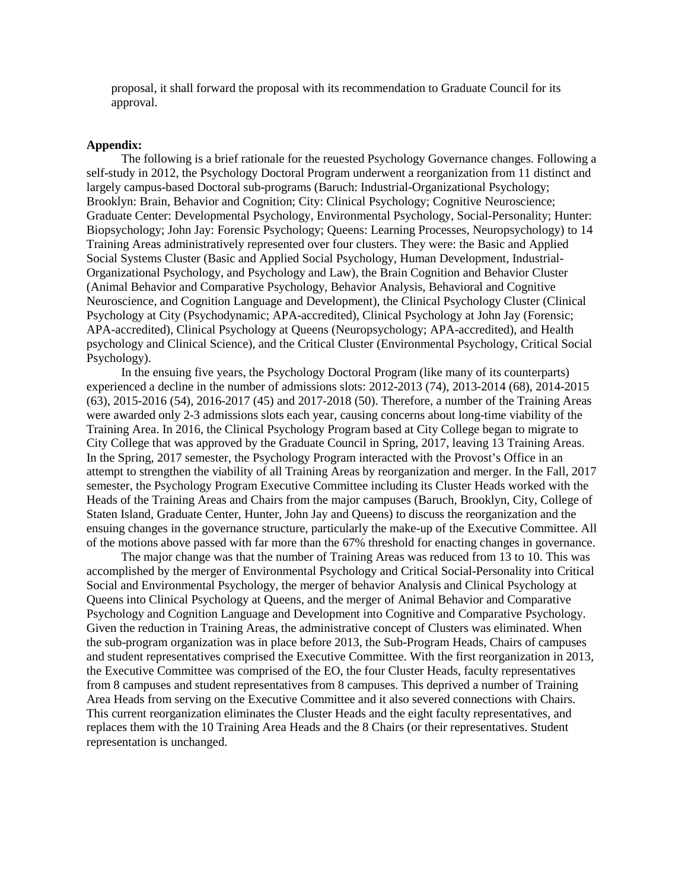proposal, it shall forward the proposal with its recommendation to Graduate Council for its approval.

**Appendix:**

The following is a brief rationale for the reuested Psychology Governance changes. Following a self-study in 2012, the Psychology Doctoral Program underwent a reorganization from 11 distinct and largely campus-based Doctoral sub-programs (Baruch: Industrial-Organizational Psychology; Brooklyn: Brain, Behavior and Cognition; City: Clinical Psychology; Cognitive Neuroscience; Graduate Center: Developmental Psychology, Environmental Psychology, Social-Personality; Hunter: Biopsychology; John Jay: Forensic Psychology; Queens: Learning Processes, Neuropsychology) to 14 Training Areas administratively represented over four clusters. They were: the Basic and Applied Social Systems Cluster (Basic and Applied Social Psychology, Human Development, Industrial-Organizational Psychology, and Psychology and Law), the Brain Cognition and Behavior Cluster (Animal Behavior and Comparative Psychology, Behavior Analysis, Behavioral and Cognitive Neuroscience, and Cognition Language and Development), the Clinical Psychology Cluster (Clinical Psychology at City (Psychodynamic; APA-accredited), Clinical Psychology at John Jay (Forensic; APA-accredited), Clinical Psychology at Queens (Neuropsychology; APA-accredited), and Health psychology and Clinical Science), and the Critical Cluster (Environmental Psychology, Critical Social Psychology).

In the ensuing five years, the Psychology Doctoral Program (like many of its counterparts) experienced a decline in the number of admissions slots: 2012-2013 (74), 2013-2014 (68), 2014-2015 (63), 2015-2016 (54), 2016-2017 (45) and 2017-2018 (50). Therefore, a number of the Training Areas were awarded only 2-3 admissions slots each year, causing concerns about long-time viability of the Training Area. In 2016, the Clinical Psychology Program based at City College began to migrate to City College that was approved by the Graduate Council in Spring, 2017, leaving 13 Training Areas. In the Spring, 2017 semester, the Psychology Program interacted with the Provost's Office in an attempt to strengthen the viability of all Training Areas by reorganization and merger. In the Fall, 2017 semester, the Psychology Program Executive Committee including its Cluster Heads worked with the Heads of the Training Areas and Chairs from the major campuses (Baruch, Brooklyn, City, College of Staten Island, Graduate Center, Hunter, John Jay and Queens) to discuss the reorganization and the ensuing changes in the governance structure, particularly the make-up of the Executive Committee. All of the motions above passed with far more than the 67% threshold for enacting changes in governance.

The major change was that the number of Training Areas was reduced from 13 to 10. This was accomplished by the merger of Environmental Psychology and Critical Social-Personality into Critical Social and Environmental Psychology, the merger of behavior Analysis and Clinical Psychology at Queens into Clinical Psychology at Queens, and the merger of Animal Behavior and Comparative Psychology and Cognition Language and Development into Cognitive and Comparative Psychology. Given the reduction in Training Areas, the administrative concept of Clusters was eliminated. When the sub-program organization was in place before 2013, the Sub-Program Heads, Chairs of campuses and student representatives comprised the Executive Committee. With the first reorganization in 2013, the Executive Committee was comprised of the EO, the four Cluster Heads, faculty representatives from 8 campuses and student representatives from 8 campuses. This deprived a number of Training Area Heads from serving on the Executive Committee and it also severed connections with Chairs. This current reorganization eliminates the Cluster Heads and the eight faculty representatives, and replaces them with the 10 Training Area Heads and the 8 Chairs (or their representatives. Student representation is unchanged.